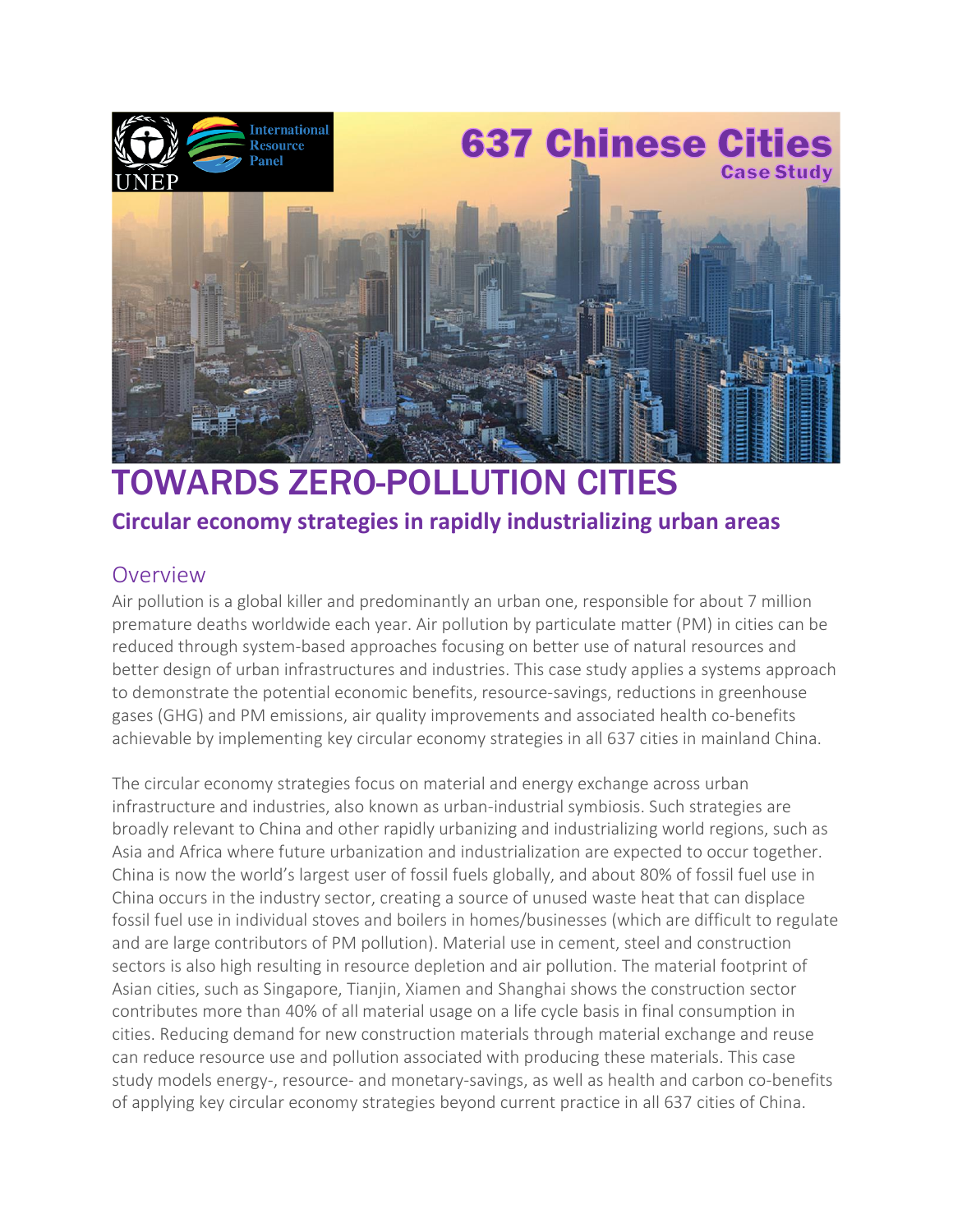UNEP International Resource Panel

# 637 Chinese Cities

Case Study

# TOWARDS ZERO-POLLUTION CITIES

## Circular economy strategies in rapidly industrializing urban areas

## Overview

Air pollution is a global killer and predominantly an urban one, responsible for about 7 million premature deaths worldwide each year. Air pollution by particulate matter (PM) in cities can be reduced through system-based approaches focusing on better use of natural resources and better design of urban infrastructures and industries. This case study applies a systems approach to demonstrate the potential economic benefits, resource-savings, reductions in greenhouse gases (GHG) and PM emissions, air quality improvements and associated health co-benefits achievable by implementing key circular economy strategies in all 637 cities in mainland China.

The circular economy strategies focus on material and energy exchange across urban infrastructure and industries, also known as urban-industrial symbiosis. Such strategies are broadly relevant to China and other rapidly urbanizing and industrializing world regions, such as Asia and Africa where future urbanization and industrialization are expected to occur together. China is now the world's largest user of fossil fuels globally, and about 80% of fossil fuel use in China occurs in the industry sector, creating a source of unused waste heat that can displace fossil fuel use in individual stoves and boilers in homes/businesses (which are difficult to regulate and are large contributors of PM pollution). Material use in cement, steel and construction sectors is also high resulting in resource depletion and air pollution. The material footprint of Asian cities, such as Singapore, Tianjin, Xiamen and Shanghai shows the construction sector contributes more than 40% of all material usage on a life cycle basis in final consumption in cities. Reducing demand for new construction materials through material exchange and reuse can reduce resource use and pollution associated with producing these materials. This case study models energy-, resource- and monetary-savings, as well as health and carbon co-benefits of applying key circular economy strategies beyond current practice in all 637 cities of China.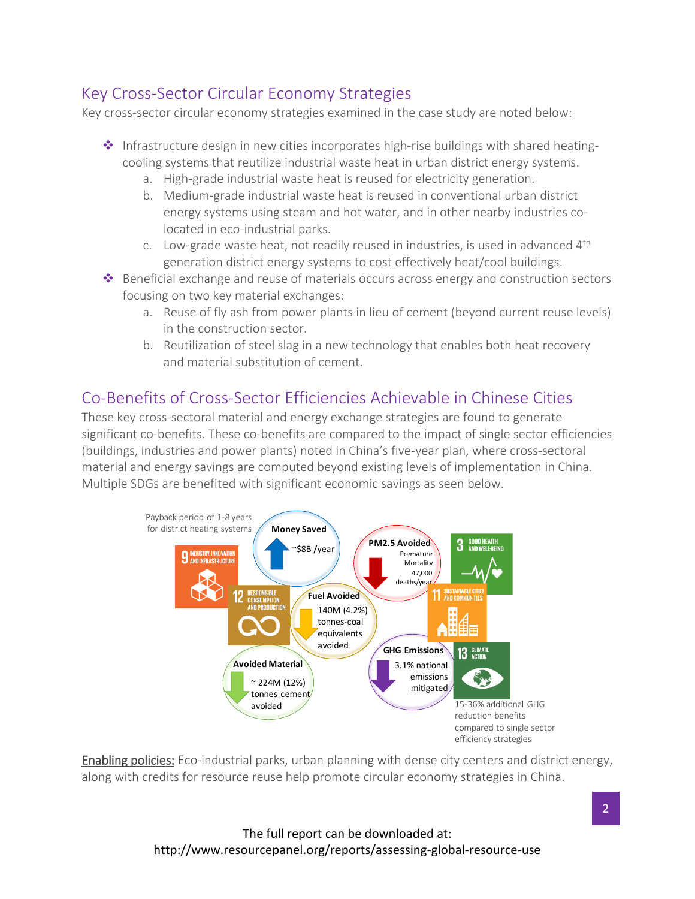## Key Cross-Sector Circular Economy Strategies

Key cross-sector circular economy strategies examined in the case study are noted below:

- Infrastructure design in new cities incorporates high-rise buildings with shared heating-cooling systems that reutilize industrial waste heat in urban district energy systems.
  a. High-grade industrial waste heat is reused for electricity generation.
  b. Medium-grade industrial waste heat is reused in conventional urban district energy systems using steam and hot water, and in other nearby industries co-located in eco-industrial parks.
  c. Low-grade waste heat, not readily reused in industries, is used in advanced 4th generation district energy systems to cost effectively heat/cool buildings.
- Beneficial exchange and reuse of materials occurs across energy and construction sectors focusing on two key material exchanges:
  a. Reuse of fly ash from power plants in lieu of cement (beyond current reuse levels) in the construction sector.
  b. Reutilization of steel slag in a new technology that enables both heat recovery and material substitution of cement.

## Co-Benefits of Cross-Sector Efficiencies Achievable in Chinese Cities

These key cross-sectoral material and energy exchange strategies are found to generate significant co-benefits. These co-benefits are compared to the impact of single sector efficiencies (buildings, industries and power plants) noted in China's five-year plan, where cross-sectoral material and energy savings are computed beyond existing levels of implementation in China. Multiple SDGs are benefited with significant economic savings as seen below.

Payback period of 1-8 years for district heating systems

Money Saved
~$8B /year

PM2.5 Avoided
Premature Mortality
47,000 deaths/year

Fuel Avoided
140M (4.2%) tonnes-coal equivalents avoided

GHG Emissions
3.1% national emissions mitigated

Avoided Material
~ 224M (12%) tonnes cement avoided

9 INDUSTRY, INNOVATION AND INFRASTRUCTURE

12 RESPONSIBLE CONSUMPTION AND PRODUCTION

3 GOOD HEALTH AND WELL-BEING

11 SUSTAINABLE CITIES AND COMMUNITIES

13 CLIMATE ACTION

15-36% additional GHG reduction benefits compared to single sector efficiency strategies

Enabling policies: Eco-industrial parks, urban planning with dense city centers and district energy, along with credits for resource reuse help promote circular economy strategies in China.

The full report can be downloaded at:
http://www.resourcepanel.org/reports/assessing-global-resource-use